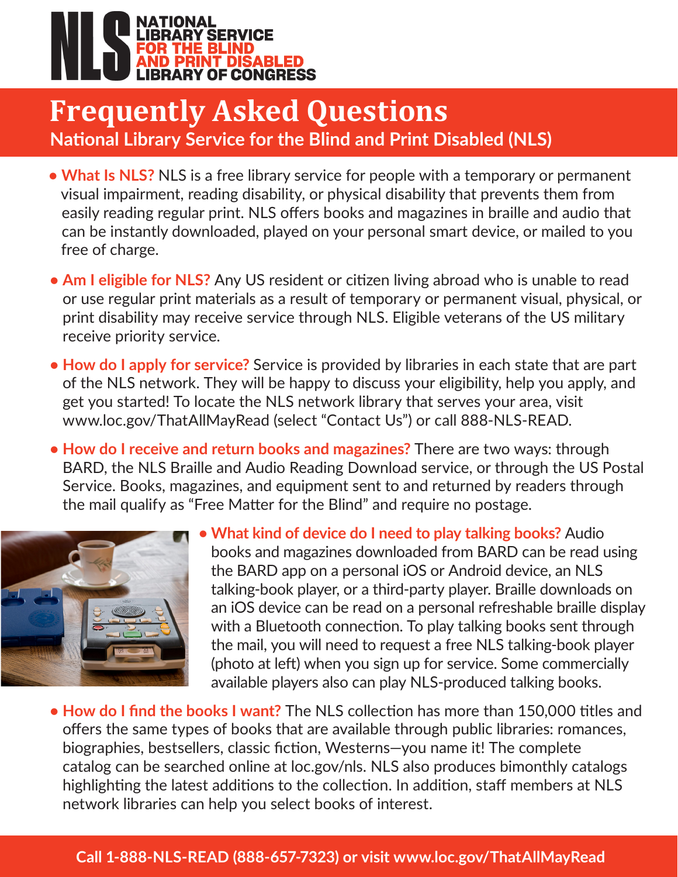**NLS**
**NATIONAL LIBRARY SERVICE FOR THE BLIND AND PRINT DISABLED**
**LIBRARY OF CONGRESS**

# Frequently Asked Questions

## National Library Service for the Blind and Print Disabled (NLS)

- **What Is NLS?** NLS is a free library service for people with a temporary or permanent visual impairment, reading disability, or physical disability that prevents them from easily reading regular print. NLS offers books and magazines in braille and audio that can be instantly downloaded, played on your personal smart device, or mailed to you free of charge.

- **Am I eligible for NLS?** Any US resident or citizen living abroad who is unable to read or use regular print materials as a result of temporary or permanent visual, physical, or print disability may receive service through NLS. Eligible veterans of the US military receive priority service.

- **How do I apply for service?** Service is provided by libraries in each state that are part of the NLS network. They will be happy to discuss your eligibility, help you apply, and get you started! To locate the NLS network library that serves your area, visit www.loc.gov/ThatAllMayRead (select "Contact Us") or call 888-NLS-READ.

- **How do I receive and return books and magazines?** There are two ways: through BARD, the NLS Braille and Audio Reading Download service, or through the US Postal Service. Books, magazines, and equipment sent to and returned by readers through the mail qualify as "Free Matter for the Blind" and require no postage.

- **What kind of device do I need to play talking books?** Audio books and magazines downloaded from BARD can be read using the BARD app on a personal iOS or Android device, an NLS talking-book player, or a third-party player. Braille downloads on an iOS device can be read on a personal refreshable braille display with a Bluetooth connection. To play talking books sent through the mail, you will need to request a free NLS talking-book player (photo at left) when you sign up for service. Some commercially available players also can play NLS-produced talking books.

- **How do I find the books I want?** The NLS collection has more than 150,000 titles and offers the same types of books that are available through public libraries: romances, biographies, bestsellers, classic fiction, Westerns—you name it! The complete catalog can be searched online at loc.gov/nls. NLS also produces bimonthly catalogs highlighting the latest additions to the collection. In addition, staff members at NLS network libraries can help you select books of interest.

**Call 1-888-NLS-READ (888-657-7323) or visit www.loc.gov/ThatAllMayRead**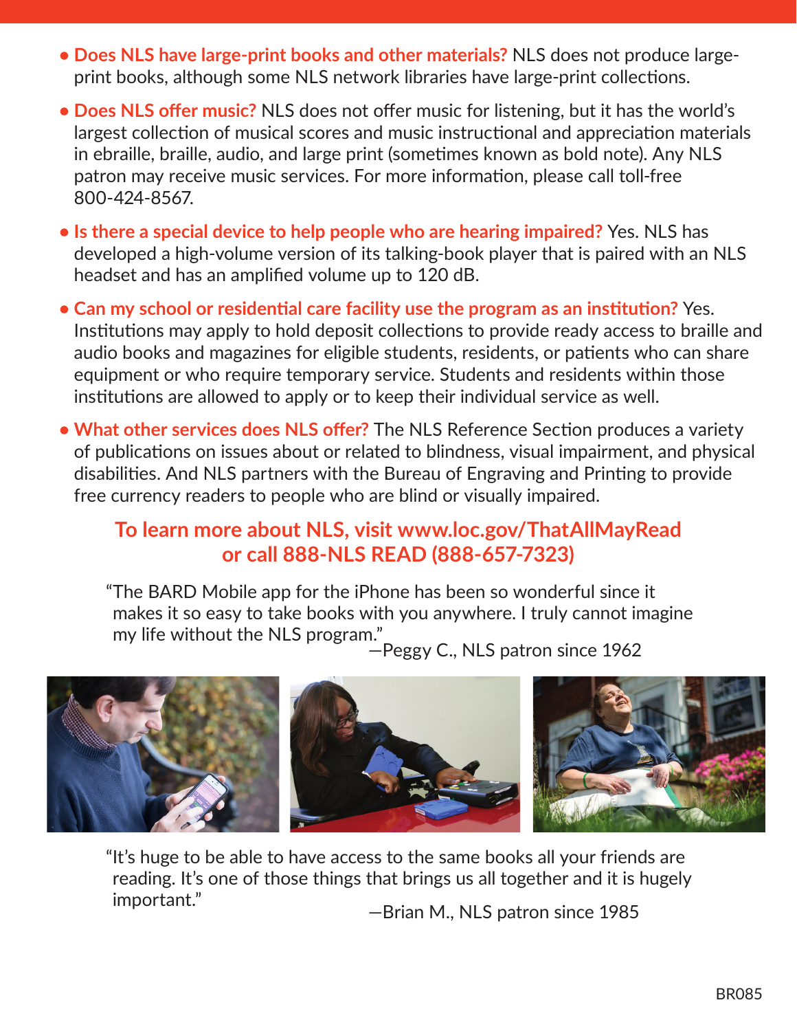- **Does NLS have large-print books and other materials?** NLS does not produce large-print books, although some NLS network libraries have large-print collections.
- **Does NLS offer music?** NLS does not offer music for listening, but it has the world's largest collection of musical scores and music instructional and appreciation materials in ebraille, braille, audio, and large print (sometimes known as bold note). Any NLS patron may receive music services. For more information, please call toll-free 800-424-8567.
- **Is there a special device to help people who are hearing impaired?** Yes. NLS has developed a high-volume version of its talking-book player that is paired with an NLS headset and has an amplified volume up to 120 dB.
- **Can my school or residential care facility use the program as an institution?** Yes. Institutions may apply to hold deposit collections to provide ready access to braille and audio books and magazines for eligible students, residents, or patients who can share equipment or who require temporary service. Students and residents within those institutions are allowed to apply or to keep their individual service as well.
- **What other services does NLS offer?** The NLS Reference Section produces a variety of publications on issues about or related to blindness, visual impairment, and physical disabilities. And NLS partners with the Bureau of Engraving and Printing to provide free currency readers to people who are blind or visually impaired.

**To learn more about NLS, visit www.loc.gov/ThatAllMayRead or call 888-NLS READ (888-657-7323)**

"The BARD Mobile app for the iPhone has been so wonderful since it makes it so easy to take books with you anywhere. I truly cannot imagine my life without the NLS program."
—Peggy C., NLS patron since 1962

"It's huge to be able to have access to the same books all your friends are reading. It's one of those things that brings us all together and it is hugely important."
—Brian M., NLS patron since 1985

BR085